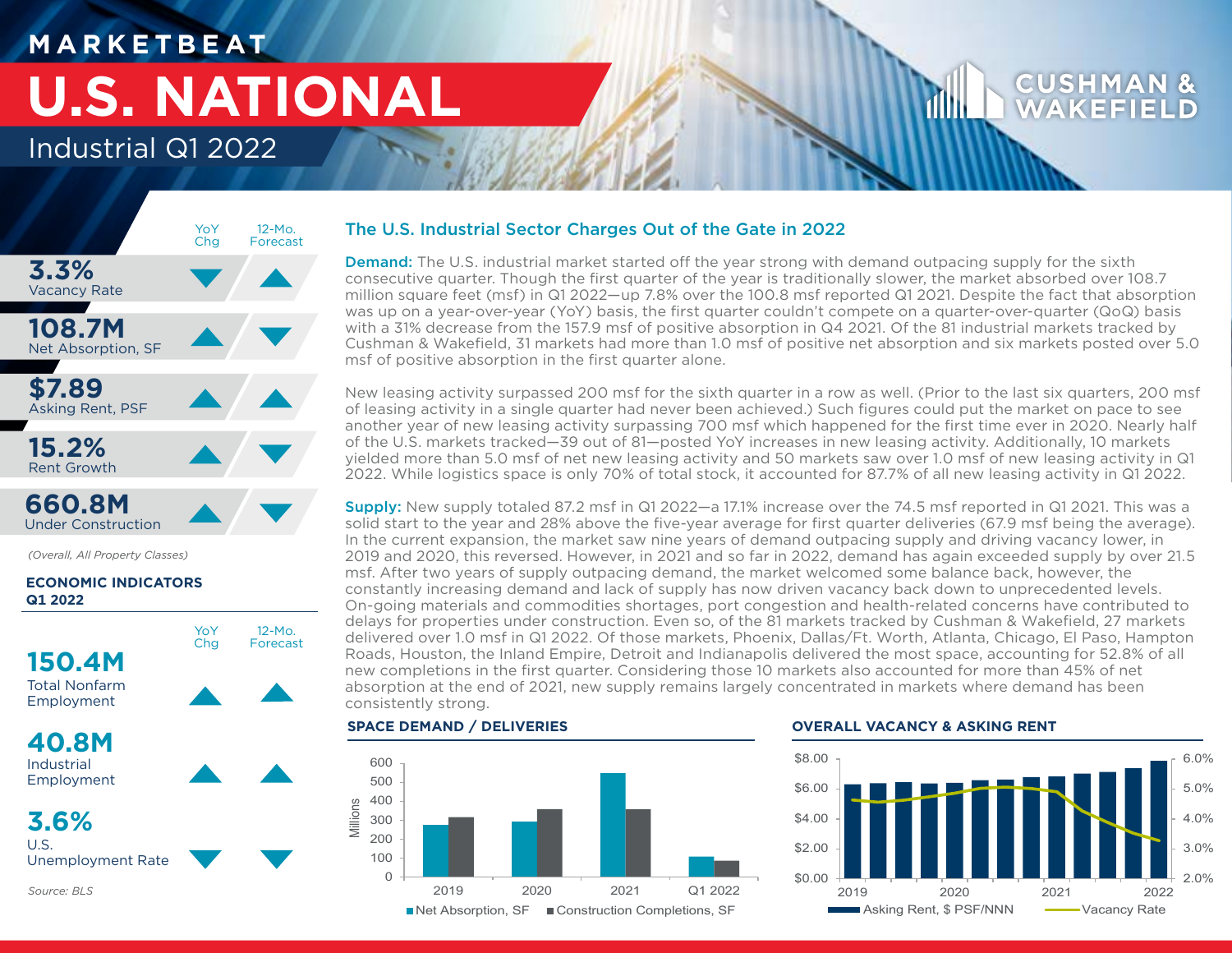MARKETBEAT

# U.S. NATIONAL

Industrial Q1 2022

CUSHMAN & WAKEFIELD

| | YoY Chg | 12-Mo. Forecast |
|---|---|---|
| **3.3%** Vacancy Rate | ▼ | ▲ |
| **108.7M** Net Absorption, SF | ▲ | ▼ |
| **$7.89** Asking Rent, PSF | ▲ | ▲ |
| **15.2%** Rent Growth | ▲ | ▼ |
| **660.8M** Under Construction | ▲ | ▼ |

*(Overall, All Property Classes)*

**ECONOMIC INDICATORS Q1 2022**

| | YoY Chg | 12-Mo. Forecast |
|---|---|---|
| **150.4M** Total Nonfarm Employment | ▲ | ▲ |
| **40.8M** Industrial Employment | ▲ | ▲ |
| **3.6%** U.S. Unemployment Rate | ▼ | ▼ |

*Source: BLS*

## The U.S. Industrial Sector Charges Out of the Gate in 2022

**Demand:** The U.S. industrial market started off the year strong with demand outpacing supply for the sixth consecutive quarter. Though the first quarter of the year is traditionally slower, the market absorbed over 108.7 million square feet (msf) in Q1 2022—up 7.8% over the 100.8 msf reported Q1 2021. Despite the fact that absorption was up on a year-over-year (YoY) basis, the first quarter couldn't compete on a quarter-over-quarter (QoQ) basis with a 31% decrease from the 157.9 msf of positive absorption in Q4 2021. Of the 81 industrial markets tracked by Cushman & Wakefield, 31 markets had more than 1.0 msf of positive net absorption and six markets posted over 5.0 msf of positive absorption in the first quarter alone.

New leasing activity surpassed 200 msf for the sixth quarter in a row as well. (Prior to the last six quarters, 200 msf of leasing activity in a single quarter had never been achieved.) Such figures could put the market on pace to see another year of new leasing activity surpassing 700 msf which happened for the first time ever in 2020. Nearly half of the U.S. markets tracked—39 out of 81—posted YoY increases in new leasing activity. Additionally, 10 markets yielded more than 5.0 msf of net new leasing activity and 50 markets saw over 1.0 msf of new leasing activity in Q1 2022. While logistics space is only 70% of total stock, it accounted for 87.7% of all new leasing activity in Q1 2022.

**Supply:** New supply totaled 87.2 msf in Q1 2022—a 17.1% increase over the 74.5 msf reported in Q1 2021. This was a solid start to the year and 28% above the five-year average for first quarter deliveries (67.9 msf being the average). In the current expansion, the market saw nine years of demand outpacing supply and driving vacancy lower, in 2019 and 2020, this reversed. However, in 2021 and so far in 2022, demand has again exceeded supply by over 21.5 msf. After two years of supply outpacing demand, the market welcomed some balance back, however, the constantly increasing demand and lack of supply has now driven vacancy back down to unprecedented levels. On-going materials and commodities shortages, port congestion and health-related concerns have contributed to delays for properties under construction. Even so, of the 81 markets tracked by Cushman & Wakefield, 27 markets delivered over 1.0 msf in Q1 2022. Of those markets, Phoenix, Dallas/Ft. Worth, Atlanta, Chicago, El Paso, Hampton Roads, Houston, the Inland Empire, Detroit and Indianapolis delivered the most space, accounting for 52.8% of all new completions in the first quarter. Considering those 10 markets also accounted for more than 45% of net absorption at the end of 2021, new supply remains largely concentrated in markets where demand has been consistently strong.

**SPACE DEMAND / DELIVERIES**

**OVERALL VACANCY & ASKING RENT**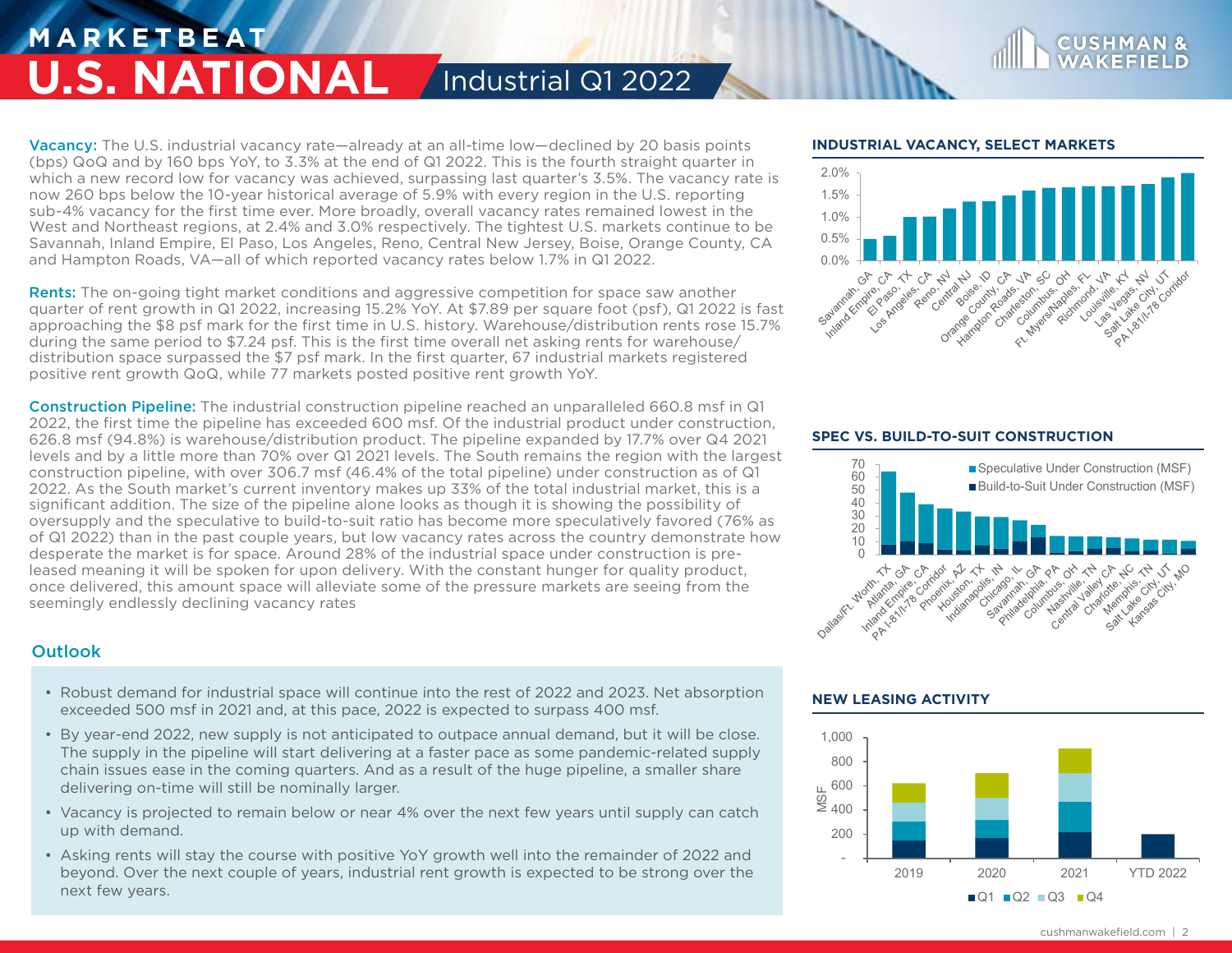# MARKETBEAT U.S. NATIONAL Industrial Q1 2022

**Vacancy:** The U.S. industrial vacancy rate—already at an all-time low—declined by 20 basis points (bps) QoQ and by 160 bps YoY, to 3.3% at the end of Q1 2022. This is the fourth straight quarter in which a new record low for vacancy was achieved, surpassing last quarter's 3.5%. The vacancy rate is now 260 bps below the 10-year historical average of 5.9% with every region in the U.S. reporting sub-4% vacancy for the first time ever. More broadly, overall vacancy rates remained lowest in the West and Northeast regions, at 2.4% and 3.0% respectively. The tightest U.S. markets continue to be Savannah, Inland Empire, El Paso, Los Angeles, Reno, Central New Jersey, Boise, Orange County, CA and Hampton Roads, VA—all of which reported vacancy rates below 1.7% in Q1 2022.

**Rents:** The on-going tight market conditions and aggressive competition for space saw another quarter of rent growth in Q1 2022, increasing 15.2% YoY. At $7.89 per square foot (psf), Q1 2022 is fast approaching the $8 psf mark for the first time in U.S. history. Warehouse/distribution rents rose 15.7% during the same period to $7.24 psf. This is the first time overall net asking rents for warehouse/distribution space surpassed the $7 psf mark. In the first quarter, 67 industrial markets registered positive rent growth QoQ, while 77 markets posted positive rent growth YoY.

**Construction Pipeline:** The industrial construction pipeline reached an unparalleled 660.8 msf in Q1 2022, the first time the pipeline has exceeded 600 msf. Of the industrial product under construction, 626.8 msf (94.8%) is warehouse/distribution product. The pipeline expanded by 17.7% over Q4 2021 levels and by a little more than 70% over Q1 2021 levels. The South remains the region with the largest construction pipeline, with over 306.7 msf (46.4% of the total pipeline) under construction as of Q1 2022. As the South market's current inventory makes up 33% of the total industrial market, this is a significant addition. The size of the pipeline alone looks as though it is showing the possibility of oversupply and the speculative to build-to-suit ratio has become more speculatively favored (76% as of Q1 2022) than in the past couple years, but low vacancy rates across the country demonstrate how desperate the market is for space. Around 28% of the industrial space under construction is pre-leased meaning it will be spoken for upon delivery. With the constant hunger for quality product, once delivered, this amount space will alleviate some of the pressure markets are seeing from the seemingly endlessly declining vacancy rates

## Outlook

- Robust demand for industrial space will continue into the rest of 2022 and 2023. Net absorption exceeded 500 msf in 2021 and, at this pace, 2022 is expected to surpass 400 msf.
- By year-end 2022, new supply is not anticipated to outpace annual demand, but it will be close. The supply in the pipeline will start delivering at a faster pace as some pandemic-related supply chain issues ease in the coming quarters. And as a result of the huge pipeline, a smaller share delivering on-time will still be nominally larger.
- Vacancy is projected to remain below or near 4% over the next few years until supply can catch up with demand.
- Asking rents will stay the course with positive YoY growth well into the remainder of 2022 and beyond. Over the next couple of years, industrial rent growth is expected to be strong over the next few years.

### INDUSTRIAL VACANCY, SELECT MARKETS

Markets: Savannah, GA; Inland Empire, CA; El Paso, TX; Los Angeles, CA; Reno, NV; Central NJ; Boise, ID; Orange County, CA; Hampton Roads, VA; Charleston, SC; Columbus, OH; Ft. Myers/Naples, FL; Richmond, VA; Louisville, KY; Las Vegas, NV; Salt Lake City, UT; PA I-81/I-78 Corridor

### SPEC VS. BUILD-TO-SUIT CONSTRUCTION

Speculative Under Construction (MSF) / Build-to-Suit Under Construction (MSF)

Markets: Dallas/Ft. Worth, TX; Atlanta, GA; Inland Empire, CA; PA I-81/I-78 Corridor; Phoenix, AZ; Houston, TX; Indianapolis, IN; Chicago, IL; Savannah, GA; Philadelphia, PA; Columbus, OH; Nashville, TN; Central Valley CA; Charlotte, NC; Memphis, TN; Salt Lake City, UT; Kansas City, MO

### NEW LEASING ACTIVITY

MSF by quarter (Q1, Q2, Q3, Q4): 2019, 2020, 2021, YTD 2022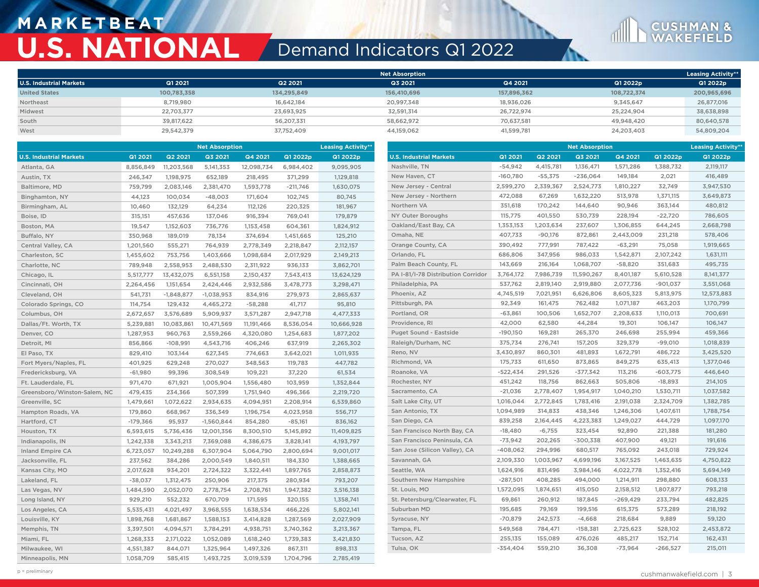# MARKETBEAT
# U.S. NATIONAL
## Demand Indicators Q1 2022

| U.S. Industrial Markets | Net Absorption Q1 2021 | Q2 2021 | Q3 2021 | Q4 2021 | Q1 2022p | Leasing Activity** Q1 2022p |
|---|---|---|---|---|---|---|
| United States | 100,783,358 | 134,295,849 | 156,410,696 | 157,896,362 | 108,722,374 | 200,965,696 |
| Northeast | 8,719,980 | 16,642,184 | 20,997,348 | 18,936,026 | 9,345,647 | 26,877,016 |
| Midwest | 22,703,377 | 23,693,925 | 32,591,314 | 26,722,974 | 25,224,904 | 38,638,898 |
| South | 39,817,622 | 56,207,331 | 58,662,972 | 70,637,581 | 49,948,420 | 80,640,578 |
| West | 29,542,379 | 37,752,409 | 44,159,062 | 41,599,781 | 24,203,403 | 54,809,204 |

| U.S. Industrial Markets | Net Absorption Q1 2021 | Q2 2021 | Q3 2021 | Q4 2021 | Q1 2022p | Leasing Activity** Q1 2022p |
|---|---|---|---|---|---|---|
| Atlanta, GA | 8,856,849 | 11,203,568 | 5,141,353 | 12,098,734 | 6,984,402 | 9,095,905 |
| Austin, TX | 246,347 | 1,198,975 | 652,189 | 218,495 | 371,299 | 1,129,818 |
| Baltimore, MD | 759,799 | 2,083,146 | 2,381,470 | 1,593,778 | -211,746 | 1,630,075 |
| Binghamton, NY | 44,123 | 100,034 | -48,003 | 171,604 | 102,745 | 80,745 |
| Birmingham, AL | 10,460 | 132,129 | 64,234 | 112,126 | 220,325 | 181,967 |
| Boise, ID | 315,151 | 457,636 | 137,046 | 916,394 | 769,041 | 179,879 |
| Boston, MA | 19,547 | 1,152,603 | 736,776 | 1,153,458 | 604,361 | 1,824,912 |
| Buffalo, NY | 350,968 | 189,019 | 78,134 | 374,694 | 1,451,665 | 125,210 |
| Central Valley, CA | 1,201,560 | 555,271 | 764,939 | 2,778,349 | 2,218,847 | 2,112,157 |
| Charleston, SC | 1,455,602 | 753,756 | 1,403,666 | 1,098,684 | 2,017,929 | 2,149,213 |
| Charlotte, NC | 789,948 | 2,558,953 | 2,488,530 | 2,311,922 | 936,133 | 3,862,701 |
| Chicago, IL | 5,517,777 | 13,432,075 | 6,551,158 | 2,150,437 | 7,543,413 | 13,624,129 |
| Cincinnati, OH | 2,264,456 | 1,151,654 | 2,424,446 | 2,932,586 | 3,478,773 | 3,298,471 |
| Cleveland, OH | 541,731 | -1,848,877 | -1,038,953 | 834,916 | 279,973 | 2,865,637 |
| Colorado Springs, CO | 114,754 | 129,432 | 4,465,272 | -58,288 | 41,717 | 95,810 |
| Columbus, OH | 2,672,657 | 3,576,689 | 5,909,937 | 3,571,287 | 2,947,718 | 4,477,333 |
| Dallas/Ft. Worth, TX | 5,239,881 | 10,083,861 | 10,471,569 | 11,191,466 | 8,536,054 | 10,666,928 |
| Denver, CO | 1,287,953 | 960,763 | 2,559,266 | 4,320,080 | 1,254,683 | 1,877,202 |
| Detroit, MI | 856,866 | -108,991 | 4,543,716 | 406,246 | 637,919 | 2,265,302 |
| El Paso, TX | 829,410 | 103,144 | 627,345 | 774,663 | 3,642,021 | 1,011,935 |
| Fort Myers/Naples, FL | 401,925 | 629,248 | 270,027 | 348,563 | 119,783 | 447,782 |
| Fredericksburg, VA | -61,980 | 99,396 | 308,549 | 109,221 | 37,220 | 61,534 |
| Ft. Lauderdale, FL | 971,470 | 671,921 | 1,005,904 | 1,556,480 | 103,959 | 1,352,844 |
| Greensboro/Winston-Salem, NC | 479,435 | 234,366 | 507,399 | 1,751,940 | 496,366 | 2,219,720 |
| Greenville, SC | 1,479,661 | 1,072,622 | 2,934,635 | 4,094,951 | 2,208,914 | 6,539,860 |
| Hampton Roads, VA | 179,860 | 668,967 | 336,349 | 1,196,754 | 4,023,958 | 556,717 |
| Hartford, CT | -179,366 | 95,937 | -1,560,844 | 854,280 | -85,161 | 836,162 |
| Houston, TX | 6,593,615 | 5,736,436 | 12,001,356 | 8,300,510 | 5,145,892 | 11,409,825 |
| Indianapolis, IN | 1,242,338 | 3,343,213 | 7,369,088 | 4,386,675 | 3,828,141 | 4,193,797 |
| Inland Empire CA | 6,723,057 | 10,249,288 | 6,307,904 | 5,064,790 | 2,800,694 | 9,001,017 |
| Jacksonville, FL | 237,562 | 384,286 | 2,000,549 | 1,840,511 | 184,330 | 1,388,665 |
| Kansas City, MO | 2,017,628 | 934,201 | 2,724,322 | 3,322,441 | 1,897,765 | 2,858,873 |
| Lakeland, FL | -38,037 | 1,312,475 | 250,906 | 217,375 | 280,934 | 793,207 |
| Las Vegas, NV | 1,484,590 | 2,052,070 | 2,778,754 | 2,708,761 | 1,947,382 | 3,516,138 |
| Long Island, NY | 929,210 | 552,232 | 670,709 | 171,595 | 320,155 | 1,358,741 |
| Los Angeles, CA | 5,535,431 | 4,021,497 | 3,968,555 | 1,638,534 | 466,226 | 5,802,141 |
| Louisville, KY | 1,898,768 | 1,681,867 | 1,588,153 | 3,414,828 | 1,287,569 | 2,027,909 |
| Memphis, TN | 3,397,501 | 4,094,571 | 3,784,291 | 4,938,751 | 3,740,362 | 3,213,367 |
| Miami, FL | 1,268,333 | 2,171,022 | 1,052,089 | 1,618,240 | 1,739,383 | 3,421,830 |
| Milwaukee, WI | 4,551,387 | 844,071 | 1,325,964 | 1,497,326 | 867,311 | 898,313 |
| Minneapolis, MN | 1,058,709 | 585,415 | 1,493,725 | 3,019,539 | 1,704,796 | 2,785,419 |
| Nashville, TN | -54,942 | 4,415,781 | 1,136,471 | 1,571,286 | 1,388,732 | 2,119,117 |
| New Haven, CT | -160,780 | -55,375 | -236,064 | 149,184 | 2,021 | 416,489 |
| New Jersey - Central | 2,599,270 | 2,339,367 | 2,524,773 | 1,810,227 | 32,749 | 3,947,530 |
| New Jersey - Northern | 472,088 | 67,269 | 1,632,220 | 513,978 | 1,371,115 | 3,649,873 |
| Northern VA | 351,618 | 170,242 | 144,640 | 90,946 | 363,144 | 480,812 |
| NY Outer Boroughs | 115,775 | 401,550 | 530,739 | 228,194 | -22,720 | 786,605 |
| Oakland/East Bay, CA | 1,353,153 | 1,203,634 | 237,607 | 1,306,855 | 644,245 | 2,668,798 |
| Omaha, NE | 407,733 | -90,176 | 872,861 | 2,443,009 | 231,218 | 578,406 |
| Orange County, CA | 390,492 | 777,991 | 787,422 | -63,291 | 75,058 | 1,919,665 |
| Orlando, FL | 686,806 | 347,956 | 986,033 | 1,542,871 | 2,107,242 | 1,631,111 |
| Palm Beach County, FL | 143,669 | 216,164 | 1,068,707 | -58,820 | 351,683 | 495,735 |
| PA I-81/I-78 Distribution Corridor | 3,764,172 | 7,986,739 | 11,590,267 | 8,401,187 | 5,610,528 | 8,141,377 |
| Philadelphia, PA | 537,762 | 2,819,140 | 2,919,880 | 2,077,736 | -901,037 | 3,551,068 |
| Phoenix, AZ | 4,745,519 | 7,021,951 | 6,626,806 | 8,605,323 | 5,813,975 | 12,573,883 |
| Pittsburgh, PA | 92,349 | 161,475 | 762,482 | 1,071,187 | 463,203 | 1,170,799 |
| Portland, OR | -63,861 | 100,506 | 1,652,707 | 2,208,633 | 1,110,013 | 700,691 |
| Providence, RI | 42,000 | 62,580 | 44,284 | 19,301 | 106,147 | 106,147 |
| Puget Sound - Eastside | -190,150 | 169,281 | 265,370 | 246,698 | 255,994 | 459,366 |
| Raleigh/Durham, NC | 375,734 | 276,741 | 157,205 | 329,379 | -99,010 | 1,018,839 |
| Reno, NV | 3,430,897 | 860,301 | 481,893 | 1,672,791 | 486,722 | 3,425,520 |
| Richmond, VA | 175,733 | 611,650 | 873,865 | 849,275 | 635,413 | 1,377,046 |
| Roanoke, VA | -522,434 | 291,526 | -377,342 | 113,216 | -603,775 | 446,640 |
| Rochester, NY | 451,242 | 118,756 | 862,663 | 505,806 | -18,893 | 214,105 |
| Sacramento, CA | -21,036 | 2,778,407 | 1,954,917 | 1,040,210 | 1,530,711 | 1,037,582 |
| Salt Lake City, UT | 1,016,044 | 2,772,845 | 1,783,416 | 2,191,038 | 2,324,709 | 1,382,785 |
| San Antonio, TX | 1,094,989 | 314,833 | 438,346 | 1,246,306 | 1,407,611 | 1,788,754 |
| San Diego, CA | 839,258 | 2,164,445 | 4,223,383 | 1,249,027 | 444,729 | 1,097,170 |
| San Francisco North Bay, CA | -18,480 | -6,755 | 323,454 | 92,890 | 221,388 | 181,280 |
| San Francisco Peninsula, CA | -73,942 | 202,265 | -300,338 | 407,900 | 49,121 | 191,616 |
| San Jose (Silicon Valley), CA | -408,062 | 294,996 | 680,517 | 765,092 | 243,018 | 729,924 |
| Savannah, GA | 2,109,330 | 1,003,967 | 4,699,196 | 3,167,525 | 1,463,635 | 4,750,822 |
| Seattle, WA | 1,624,916 | 831,496 | 3,984,146 | 4,022,778 | 1,352,416 | 5,694,149 |
| Southern New Hampshire | -287,501 | 408,285 | 494,000 | 1,214,911 | 298,880 | 608,133 |
| St. Louis, MO | 1,572,095 | 1,874,651 | 415,050 | 2,158,512 | 1,807,877 | 793,218 |
| St. Petersburg/Clearwater, FL | 69,861 | 260,912 | 187,845 | -269,429 | 233,794 | 482,825 |
| Suburban MD | 195,685 | 79,169 | 199,516 | 615,375 | 573,289 | 218,192 |
| Syracuse, NY | -70,879 | 242,573 | -4,668 | 218,684 | 9,889 | 59,120 |
| Tampa, FL | 549,568 | 784,471 | -158,381 | 2,725,623 | 528,102 | 2,453,872 |
| Tucson, AZ | 255,135 | 155,089 | 476,026 | 485,217 | 152,714 | 162,431 |
| Tulsa, OK | -354,404 | 559,210 | 36,308 | -73,964 | -266,527 | 215,011 |

p = preliminary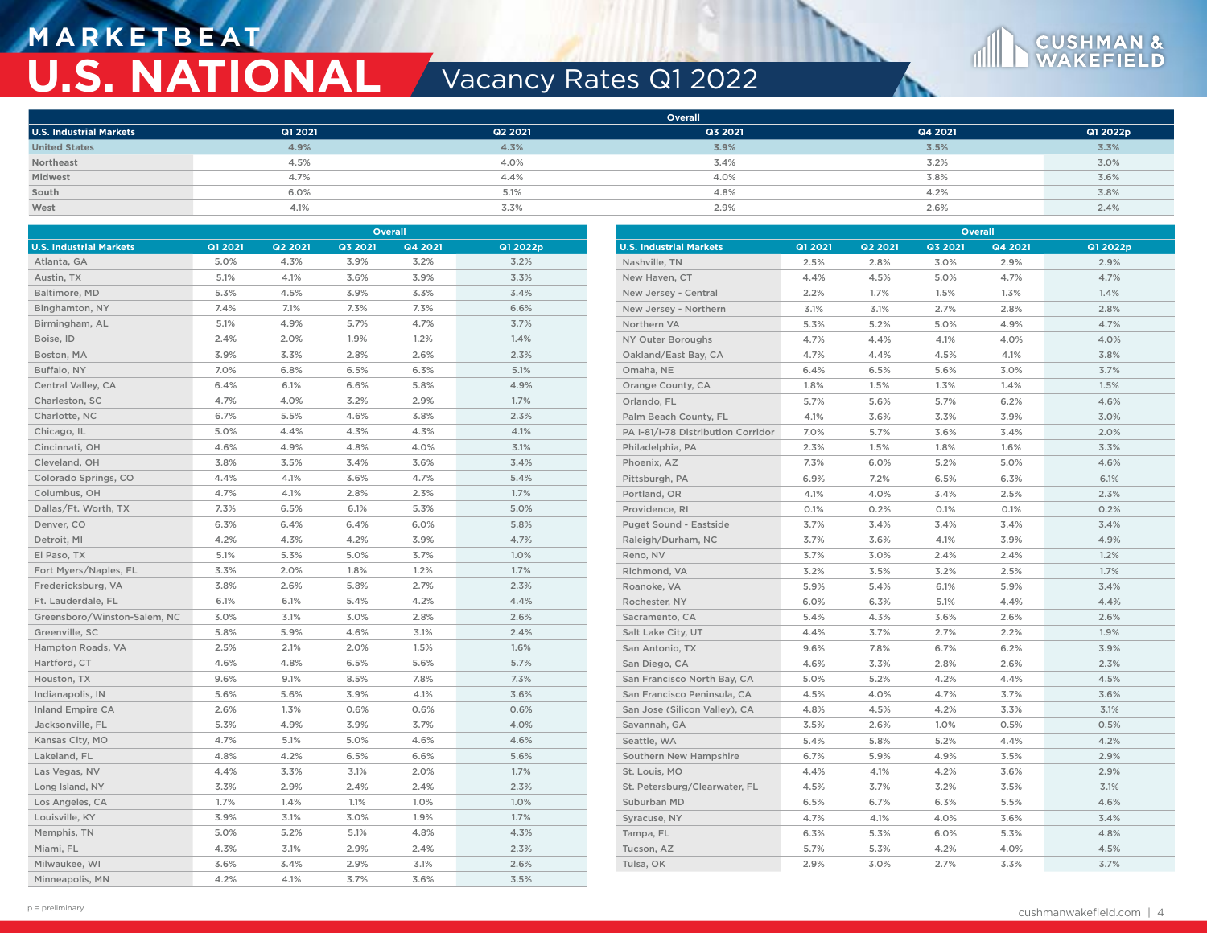# MARKETBEAT
# U.S. NATIONAL
## Vacancy Rates Q1 2022

| U.S. Industrial Markets | Overall | | | | |
|---|---|---|---|---|---|
| | Q1 2021 | Q2 2021 | Q3 2021 | Q4 2021 | Q1 2022p |
| United States | 4.9% | 4.3% | 3.9% | 3.5% | 3.3% |
| Northeast | 4.5% | 4.0% | 3.4% | 3.2% | 3.0% |
| Midwest | 4.7% | 4.4% | 4.0% | 3.8% | 3.6% |
| South | 6.0% | 5.1% | 4.8% | 4.2% | 3.8% |
| West | 4.1% | 3.3% | 2.9% | 2.6% | 2.4% |

| U.S. Industrial Markets | Overall | | | | |
|---|---|---|---|---|---|
| | Q1 2021 | Q2 2021 | Q3 2021 | Q4 2021 | Q1 2022p |
| Atlanta, GA | 5.0% | 4.3% | 3.9% | 3.2% | 3.2% |
| Austin, TX | 5.1% | 4.1% | 3.6% | 3.9% | 3.3% |
| Baltimore, MD | 5.3% | 4.5% | 3.9% | 3.3% | 3.4% |
| Binghamton, NY | 7.4% | 7.1% | 7.3% | 7.3% | 6.6% |
| Birmingham, AL | 5.1% | 4.9% | 5.7% | 4.7% | 3.7% |
| Boise, ID | 2.4% | 2.0% | 1.9% | 1.2% | 1.4% |
| Boston, MA | 3.9% | 3.3% | 2.8% | 2.6% | 2.3% |
| Buffalo, NY | 7.0% | 6.8% | 6.5% | 6.3% | 5.1% |
| Central Valley, CA | 6.4% | 6.1% | 6.6% | 5.8% | 4.9% |
| Charleston, SC | 4.7% | 4.0% | 3.2% | 2.9% | 1.7% |
| Charlotte, NC | 6.7% | 5.5% | 4.6% | 3.8% | 2.3% |
| Chicago, IL | 5.0% | 4.4% | 4.3% | 4.3% | 4.1% |
| Cincinnati, OH | 4.6% | 4.9% | 4.8% | 4.0% | 3.1% |
| Cleveland, OH | 3.8% | 3.5% | 3.4% | 3.6% | 3.4% |
| Colorado Springs, CO | 4.4% | 4.1% | 3.6% | 4.7% | 5.4% |
| Columbus, OH | 4.7% | 4.1% | 2.8% | 2.3% | 1.7% |
| Dallas/Ft. Worth, TX | 7.3% | 6.5% | 6.1% | 5.3% | 5.0% |
| Denver, CO | 6.3% | 6.4% | 6.4% | 6.0% | 5.8% |
| Detroit, MI | 4.2% | 4.3% | 4.2% | 3.9% | 4.7% |
| El Paso, TX | 5.1% | 5.3% | 5.0% | 3.7% | 1.0% |
| Fort Myers/Naples, FL | 3.3% | 2.0% | 1.8% | 1.2% | 1.7% |
| Fredericksburg, VA | 3.8% | 2.6% | 5.8% | 2.7% | 2.3% |
| Ft. Lauderdale, FL | 6.1% | 6.1% | 5.4% | 4.2% | 4.4% |
| Greensboro/Winston-Salem, NC | 3.0% | 3.1% | 3.0% | 2.8% | 2.6% |
| Greenville, SC | 5.8% | 5.9% | 4.6% | 3.1% | 2.4% |
| Hampton Roads, VA | 2.5% | 2.1% | 2.0% | 1.5% | 1.6% |
| Hartford, CT | 4.6% | 4.8% | 6.5% | 5.6% | 5.7% |
| Houston, TX | 9.6% | 9.1% | 8.5% | 7.8% | 7.3% |
| Indianapolis, IN | 5.6% | 5.6% | 3.9% | 4.1% | 3.6% |
| Inland Empire CA | 2.6% | 1.3% | 0.6% | 0.6% | 0.6% |
| Jacksonville, FL | 5.3% | 4.9% | 3.9% | 3.7% | 4.0% |
| Kansas City, MO | 4.7% | 5.1% | 5.0% | 4.6% | 4.6% |
| Lakeland, FL | 4.8% | 4.2% | 6.5% | 6.6% | 5.6% |
| Las Vegas, NV | 4.4% | 3.3% | 3.1% | 2.0% | 1.7% |
| Long Island, NY | 3.3% | 2.9% | 2.4% | 2.4% | 2.3% |
| Los Angeles, CA | 1.7% | 1.4% | 1.1% | 1.0% | 1.0% |
| Louisville, KY | 3.9% | 3.1% | 3.0% | 1.9% | 1.7% |
| Memphis, TN | 5.0% | 5.2% | 5.1% | 4.8% | 4.3% |
| Miami, FL | 4.3% | 3.1% | 2.9% | 2.4% | 2.3% |
| Milwaukee, WI | 3.6% | 3.4% | 2.9% | 3.1% | 2.6% |
| Minneapolis, MN | 4.2% | 4.1% | 3.7% | 3.6% | 3.5% |

| U.S. Industrial Markets | Overall | | | | |
|---|---|---|---|---|---|
| | Q1 2021 | Q2 2021 | Q3 2021 | Q4 2021 | Q1 2022p |
| Nashville, TN | 2.5% | 2.8% | 3.0% | 2.9% | 2.9% |
| New Haven, CT | 4.4% | 4.5% | 5.0% | 4.7% | 4.7% |
| New Jersey - Central | 2.2% | 1.7% | 1.5% | 1.3% | 1.4% |
| New Jersey - Northern | 3.1% | 3.1% | 2.7% | 2.8% | 2.8% |
| Northern VA | 5.3% | 5.2% | 5.0% | 4.9% | 4.7% |
| NY Outer Boroughs | 4.7% | 4.4% | 4.1% | 4.0% | 4.0% |
| Oakland/East Bay, CA | 4.7% | 4.4% | 4.5% | 4.1% | 3.8% |
| Omaha, NE | 6.4% | 6.5% | 5.6% | 3.0% | 3.7% |
| Orange County, CA | 1.8% | 1.5% | 1.3% | 1.4% | 1.5% |
| Orlando, FL | 5.7% | 5.6% | 5.7% | 6.2% | 4.6% |
| Palm Beach County, FL | 4.1% | 3.6% | 3.3% | 3.9% | 3.0% |
| PA I-81/I-78 Distribution Corridor | 7.0% | 5.7% | 3.6% | 3.4% | 2.0% |
| Philadelphia, PA | 2.3% | 1.5% | 1.8% | 1.6% | 3.3% |
| Phoenix, AZ | 7.3% | 6.0% | 5.2% | 5.0% | 4.6% |
| Pittsburgh, PA | 6.9% | 7.2% | 6.5% | 6.3% | 6.1% |
| Portland, OR | 4.1% | 4.0% | 3.4% | 2.5% | 2.3% |
| Providence, RI | 0.1% | 0.2% | 0.1% | 0.1% | 0.2% |
| Puget Sound - Eastside | 3.7% | 3.4% | 3.4% | 3.4% | 3.4% |
| Raleigh/Durham, NC | 3.7% | 3.6% | 4.1% | 3.9% | 4.9% |
| Reno, NV | 3.7% | 3.0% | 2.4% | 2.4% | 1.2% |
| Richmond, VA | 3.2% | 3.5% | 3.2% | 2.5% | 1.7% |
| Roanoke, VA | 5.9% | 5.4% | 6.1% | 5.9% | 3.4% |
| Rochester, NY | 6.0% | 6.3% | 5.1% | 4.4% | 4.4% |
| Sacramento, CA | 5.4% | 4.3% | 3.6% | 2.6% | 2.6% |
| Salt Lake City, UT | 4.4% | 3.7% | 2.7% | 2.2% | 1.9% |
| San Antonio, TX | 9.6% | 7.8% | 6.7% | 6.2% | 3.9% |
| San Diego, CA | 4.6% | 3.3% | 2.8% | 2.6% | 2.3% |
| San Francisco North Bay, CA | 5.0% | 5.2% | 4.2% | 4.4% | 4.5% |
| San Francisco Peninsula, CA | 4.5% | 4.0% | 4.7% | 3.7% | 3.6% |
| San Jose (Silicon Valley), CA | 4.8% | 4.5% | 4.2% | 3.3% | 3.1% |
| Savannah, GA | 3.5% | 2.6% | 1.0% | 0.5% | 0.5% |
| Seattle, WA | 5.4% | 5.8% | 5.2% | 4.4% | 4.2% |
| Southern New Hampshire | 6.7% | 5.9% | 4.9% | 3.5% | 2.9% |
| St. Louis, MO | 4.4% | 4.1% | 4.2% | 3.6% | 2.9% |
| St. Petersburg/Clearwater, FL | 4.5% | 3.7% | 3.2% | 3.5% | 3.1% |
| Suburban MD | 6.5% | 6.7% | 6.3% | 5.5% | 4.6% |
| Syracuse, NY | 4.7% | 4.1% | 4.0% | 3.6% | 3.4% |
| Tampa, FL | 6.3% | 5.3% | 6.0% | 5.3% | 4.8% |
| Tucson, AZ | 5.7% | 5.3% | 4.2% | 4.0% | 4.5% |
| Tulsa, OK | 2.9% | 3.0% | 2.7% | 3.3% | 3.7% |

p = preliminary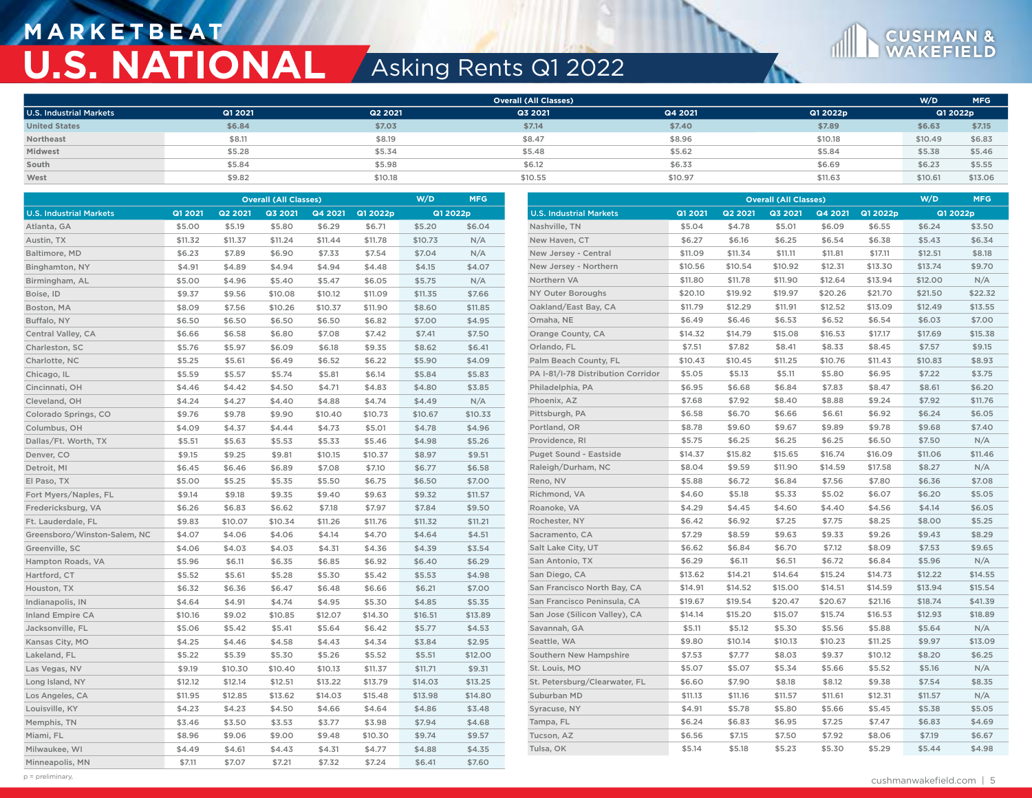# MARKETBEAT

# U.S. NATIONAL

## Asking Rents Q1 2022

| U.S. Industrial Markets | Overall (All Classes) Q1 2021 | Q2 2021 | Q3 2021 | Q4 2021 | Q1 2022p | W/D Q1 2022p | MFG Q1 2022p |
|---|---|---|---|---|---|---|---|
| United States | $6.84 | $7.03 | $7.14 | $7.40 | $7.89 | $6.63 | $7.15 |
| Northeast | $8.11 | $8.19 | $8.47 | $8.96 | $10.18 | $10.49 | $6.83 |
| Midwest | $5.28 | $5.34 | $5.48 | $5.62 | $5.84 | $5.38 | $5.46 |
| South | $5.84 | $5.98 | $6.12 | $6.33 | $6.69 | $6.23 | $5.55 |
| West | $9.82 | $10.18 | $10.55 | $10.97 | $11.63 | $10.61 | $13.06 |

| U.S. Industrial Markets | Overall (All Classes) Q1 2021 | Q2 2021 | Q3 2021 | Q4 2021 | Q1 2022p | W/D Q1 2022p | MFG Q1 2022p |
|---|---|---|---|---|---|---|---|
| Atlanta, GA | $5.00 | $5.19 | $5.80 | $6.29 | $6.71 | $5.20 | $6.04 |
| Austin, TX | $11.32 | $11.37 | $11.24 | $11.44 | $11.78 | $10.73 | N/A |
| Baltimore, MD | $6.23 | $7.89 | $6.90 | $7.33 | $7.54 | $7.04 | N/A |
| Binghamton, NY | $4.91 | $4.89 | $4.94 | $4.94 | $4.48 | $4.15 | $4.07 |
| Birmingham, AL | $5.00 | $4.96 | $5.40 | $5.47 | $6.05 | $5.75 | N/A |
| Boise, ID | $9.37 | $9.56 | $10.08 | $10.12 | $11.09 | $11.35 | $7.66 |
| Boston, MA | $8.09 | $7.56 | $10.26 | $10.37 | $11.90 | $8.60 | $11.85 |
| Buffalo, NY | $6.50 | $6.50 | $6.50 | $6.50 | $6.82 | $7.00 | $4.95 |
| Central Valley, CA | $6.66 | $6.58 | $6.80 | $7.08 | $7.42 | $7.41 | $7.50 |
| Charleston, SC | $5.76 | $5.97 | $6.09 | $6.18 | $9.35 | $8.62 | $6.41 |
| Charlotte, NC | $5.25 | $5.61 | $6.49 | $6.52 | $6.22 | $5.90 | $4.09 |
| Chicago, IL | $5.59 | $5.57 | $5.74 | $5.81 | $6.14 | $5.84 | $5.83 |
| Cincinnati, OH | $4.46 | $4.42 | $4.50 | $4.71 | $4.83 | $4.80 | $3.85 |
| Cleveland, OH | $4.24 | $4.27 | $4.40 | $4.88 | $4.74 | $4.49 | N/A |
| Colorado Springs, CO | $9.76 | $9.78 | $9.90 | $10.40 | $10.73 | $10.67 | $10.33 |
| Columbus, OH | $4.09 | $4.37 | $4.44 | $4.73 | $5.01 | $4.78 | $4.96 |
| Dallas/Ft. Worth, TX | $5.51 | $5.63 | $5.53 | $5.33 | $5.46 | $4.98 | $5.26 |
| Denver, CO | $9.15 | $9.25 | $9.81 | $10.15 | $10.37 | $8.97 | $9.51 |
| Detroit, MI | $6.45 | $6.46 | $6.89 | $7.08 | $7.10 | $6.77 | $6.58 |
| El Paso, TX | $5.00 | $5.25 | $5.35 | $5.50 | $6.75 | $6.50 | $7.00 |
| Fort Myers/Naples, FL | $9.14 | $9.18 | $9.35 | $9.40 | $9.63 | $9.32 | $11.57 |
| Fredericksburg, VA | $6.26 | $6.83 | $6.62 | $7.18 | $7.97 | $7.84 | $9.50 |
| Ft. Lauderdale, FL | $9.83 | $10.07 | $10.34 | $11.26 | $11.76 | $11.32 | $11.21 |
| Greensboro/Winston-Salem, NC | $4.07 | $4.06 | $4.06 | $4.14 | $4.70 | $4.64 | $4.51 |
| Greenville, SC | $4.06 | $4.03 | $4.03 | $4.31 | $4.36 | $4.39 | $3.54 |
| Hampton Roads, VA | $5.96 | $6.11 | $6.35 | $6.85 | $6.92 | $6.40 | $6.29 |
| Hartford, CT | $5.52 | $5.61 | $5.28 | $5.30 | $5.42 | $5.53 | $4.98 |
| Houston, TX | $6.32 | $6.36 | $6.47 | $6.48 | $6.66 | $6.21 | $7.00 |
| Indianapolis, IN | $4.64 | $4.91 | $4.74 | $4.95 | $5.30 | $4.85 | $5.35 |
| Inland Empire CA | $10.16 | $9.02 | $10.85 | $12.07 | $14.30 | $16.51 | $13.89 |
| Jacksonville, FL | $5.06 | $5.42 | $5.41 | $5.64 | $6.42 | $5.77 | $4.53 |
| Kansas City, MO | $4.25 | $4.46 | $4.58 | $4.43 | $4.34 | $3.84 | $2.95 |
| Lakeland, FL | $5.22 | $5.39 | $5.30 | $5.26 | $5.52 | $5.51 | $12.00 |
| Las Vegas, NV | $9.19 | $10.30 | $10.40 | $10.13 | $11.37 | $11.71 | $9.31 |
| Long Island, NY | $12.12 | $12.14 | $12.51 | $13.22 | $13.79 | $14.03 | $13.25 |
| Los Angeles, CA | $11.95 | $12.85 | $13.62 | $14.03 | $15.48 | $13.98 | $14.80 |
| Louisville, KY | $4.23 | $4.23 | $4.50 | $4.66 | $4.64 | $4.86 | $3.48 |
| Memphis, TN | $3.46 | $3.50 | $3.53 | $3.77 | $3.98 | $7.94 | $4.68 |
| Miami, FL | $8.96 | $9.06 | $9.00 | $9.48 | $10.30 | $9.74 | $9.57 |
| Milwaukee, WI | $4.49 | $4.61 | $4.43 | $4.31 | $4.77 | $4.88 | $4.35 |
| Minneapolis, MN | $7.11 | $7.07 | $7.21 | $7.32 | $7.24 | $6.41 | $7.60 |
| Nashville, TN | $5.04 | $4.78 | $5.01 | $6.09 | $6.55 | $6.24 | $3.50 |
| New Haven, CT | $6.27 | $6.16 | $6.25 | $6.54 | $6.38 | $5.43 | $6.34 |
| New Jersey - Central | $11.09 | $11.34 | $11.11 | $11.81 | $17.11 | $12.51 | $8.18 |
| New Jersey - Northern | $10.56 | $10.54 | $10.92 | $12.31 | $13.30 | $13.74 | $9.70 |
| Northern VA | $11.80 | $11.78 | $11.90 | $12.64 | $13.94 | $12.00 | N/A |
| NY Outer Boroughs | $20.10 | $19.92 | $19.97 | $20.26 | $21.70 | $21.50 | $22.32 |
| Oakland/East Bay, CA | $11.79 | $12.29 | $11.91 | $12.52 | $13.09 | $12.49 | $13.55 |
| Omaha, NE | $6.49 | $6.46 | $6.53 | $6.52 | $6.54 | $6.03 | $7.00 |
| Orange County, CA | $14.32 | $14.79 | $15.08 | $16.53 | $17.17 | $17.69 | $15.38 |
| Orlando, FL | $7.51 | $7.82 | $8.41 | $8.33 | $8.45 | $7.57 | $9.15 |
| Palm Beach County, FL | $10.43 | $10.45 | $11.25 | $10.76 | $11.43 | $10.83 | $8.93 |
| PA I-81/I-78 Distribution Corridor | $5.05 | $5.13 | $5.11 | $5.80 | $6.95 | $7.22 | $3.75 |
| Philadelphia, PA | $6.95 | $6.68 | $6.84 | $7.83 | $8.47 | $8.61 | $6.20 |
| Phoenix, AZ | $7.68 | $7.92 | $8.40 | $8.88 | $9.24 | $7.92 | $11.76 |
| Pittsburgh, PA | $6.58 | $6.70 | $6.66 | $6.61 | $6.92 | $6.24 | $6.05 |
| Portland, OR | $8.78 | $9.60 | $9.67 | $9.89 | $9.78 | $9.68 | $7.40 |
| Providence, RI | $5.75 | $6.25 | $6.25 | $6.25 | $6.50 | $7.50 | N/A |
| Puget Sound - Eastside | $14.37 | $15.82 | $15.65 | $16.74 | $16.09 | $11.06 | $11.46 |
| Raleigh/Durham, NC | $8.04 | $9.59 | $11.90 | $14.59 | $17.58 | $8.27 | N/A |
| Reno, NV | $5.88 | $6.72 | $6.84 | $7.56 | $7.80 | $6.36 | $7.08 |
| Richmond, VA | $4.60 | $5.18 | $5.33 | $5.02 | $6.07 | $6.20 | $5.05 |
| Roanoke, VA | $4.29 | $4.45 | $4.60 | $4.40 | $4.56 | $4.14 | $6.05 |
| Rochester, NY | $6.42 | $6.92 | $7.25 | $7.75 | $8.25 | $8.00 | $5.25 |
| Sacramento, CA | $7.29 | $8.59 | $9.63 | $9.33 | $9.26 | $9.43 | $8.29 |
| Salt Lake City, UT | $6.62 | $6.84 | $6.70 | $7.12 | $8.09 | $7.53 | $9.65 |
| San Antonio, TX | $6.29 | $6.11 | $6.51 | $6.72 | $6.84 | $5.96 | N/A |
| San Diego, CA | $13.62 | $14.21 | $14.64 | $15.24 | $14.73 | $12.22 | $14.55 |
| San Francisco North Bay, CA | $14.91 | $14.52 | $15.00 | $14.51 | $14.59 | $13.94 | $15.54 |
| San Francisco Peninsula, CA | $19.67 | $19.54 | $20.47 | $20.67 | $21.16 | $18.74 | $41.39 |
| San Jose (Silicon Valley), CA | $14.14 | $15.20 | $15.07 | $15.74 | $16.53 | $12.93 | $18.89 |
| Savannah, GA | $5.11 | $5.12 | $5.30 | $5.56 | $5.88 | $5.64 | N/A |
| Seattle, WA | $9.80 | $10.14 | $10.13 | $10.23 | $11.25 | $9.97 | $13.09 |
| Southern New Hampshire | $7.53 | $7.77 | $8.03 | $9.37 | $10.12 | $8.20 | $6.25 |
| St. Louis, MO | $5.07 | $5.07 | $5.34 | $5.66 | $5.52 | $5.16 | N/A |
| St. Petersburg/Clearwater, FL | $6.60 | $7.90 | $8.18 | $8.12 | $9.38 | $7.54 | $8.35 |
| Suburban MD | $11.13 | $11.16 | $11.57 | $11.61 | $12.31 | $11.57 | N/A |
| Syracuse, NY | $4.91 | $5.78 | $5.80 | $5.66 | $5.45 | $5.38 | $5.05 |
| Tampa, FL | $6.24 | $6.83 | $6.95 | $7.25 | $7.47 | $6.83 | $4.69 |
| Tucson, AZ | $6.56 | $7.15 | $7.50 | $7.92 | $8.06 | $7.19 | $6.67 |
| Tulsa, OK | $5.14 | $5.18 | $5.23 | $5.30 | $5.29 | $5.44 | $4.98 |

p = preliminary.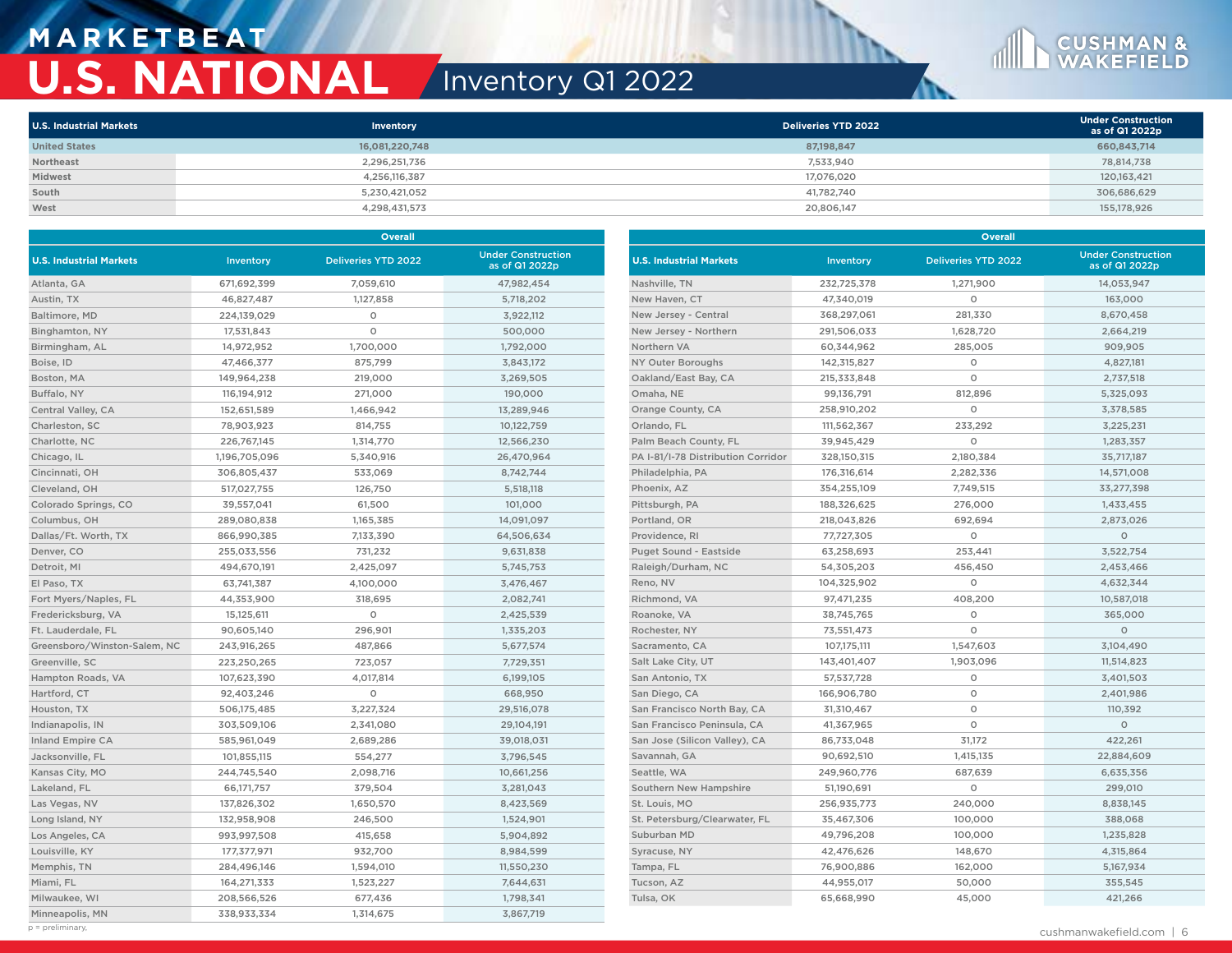# MARKETBEAT

# U.S. NATIONAL

## Inventory Q1 2022

| U.S. Industrial Markets | Inventory | Deliveries YTD 2022 | Under Construction as of Q1 2022p |
|---|---|---|---|
| United States | 16,081,220,748 | 87,198,847 | 660,843,714 |
| Northeast | 2,296,251,736 | 7,533,940 | 78,814,738 |
| Midwest | 4,256,116,387 | 17,076,020 | 120,163,421 |
| South | 5,230,421,052 | 41,782,740 | 306,686,629 |
| West | 4,298,431,573 | 20,806,147 | 155,178,926 |

| | Overall | | |
|---|---|---|---|
| U.S. Industrial Markets | Inventory | Deliveries YTD 2022 | Under Construction as of Q1 2022p |
| Atlanta, GA | 671,692,399 | 7,059,610 | 47,982,454 |
| Austin, TX | 46,827,487 | 1,127,858 | 5,718,202 |
| Baltimore, MD | 224,139,029 | 0 | 3,922,112 |
| Binghamton, NY | 17,531,843 | 0 | 500,000 |
| Birmingham, AL | 14,972,952 | 1,700,000 | 1,792,000 |
| Boise, ID | 47,466,377 | 875,799 | 3,843,172 |
| Boston, MA | 149,964,238 | 219,000 | 3,269,505 |
| Buffalo, NY | 116,194,912 | 271,000 | 190,000 |
| Central Valley, CA | 152,651,589 | 1,466,942 | 13,289,946 |
| Charleston, SC | 78,903,923 | 814,755 | 10,122,759 |
| Charlotte, NC | 226,767,145 | 1,314,770 | 12,566,230 |
| Chicago, IL | 1,196,705,096 | 5,340,916 | 26,470,964 |
| Cincinnati, OH | 306,805,437 | 533,069 | 8,742,744 |
| Cleveland, OH | 517,027,755 | 126,750 | 5,518,118 |
| Colorado Springs, CO | 39,557,041 | 61,500 | 101,000 |
| Columbus, OH | 289,080,838 | 1,165,385 | 14,091,097 |
| Dallas/Ft. Worth, TX | 866,990,385 | 7,133,390 | 64,506,634 |
| Denver, CO | 255,033,556 | 731,232 | 9,631,838 |
| Detroit, MI | 494,670,191 | 2,425,097 | 5,745,753 |
| El Paso, TX | 63,741,387 | 4,100,000 | 3,476,467 |
| Fort Myers/Naples, FL | 44,353,900 | 318,695 | 2,082,741 |
| Fredericksburg, VA | 15,125,611 | 0 | 2,425,539 |
| Ft. Lauderdale, FL | 90,605,140 | 296,901 | 1,335,203 |
| Greensboro/Winston-Salem, NC | 243,916,265 | 487,866 | 5,677,574 |
| Greenville, SC | 223,250,265 | 723,057 | 7,729,351 |
| Hampton Roads, VA | 107,623,390 | 4,017,814 | 6,199,105 |
| Hartford, CT | 92,403,246 | 0 | 668,950 |
| Houston, TX | 506,175,485 | 3,227,324 | 29,516,078 |
| Indianapolis, IN | 303,509,106 | 2,341,080 | 29,104,191 |
| Inland Empire CA | 585,961,049 | 2,689,286 | 39,018,031 |
| Jacksonville, FL | 101,855,115 | 554,277 | 3,796,545 |
| Kansas City, MO | 244,745,540 | 2,098,716 | 10,661,256 |
| Lakeland, FL | 66,171,757 | 379,504 | 3,281,043 |
| Las Vegas, NV | 137,826,302 | 1,650,570 | 8,423,569 |
| Long Island, NY | 132,958,908 | 246,500 | 1,524,901 |
| Los Angeles, CA | 993,997,508 | 415,658 | 5,904,892 |
| Louisville, KY | 177,377,971 | 932,700 | 8,984,599 |
| Memphis, TN | 284,496,146 | 1,594,010 | 11,550,230 |
| Miami, FL | 164,271,333 | 1,523,227 | 7,644,631 |
| Milwaukee, WI | 208,566,526 | 677,436 | 1,798,341 |
| Minneapolis, MN | 338,933,334 | 1,314,675 | 3,867,719 |
| Nashville, TN | 232,725,378 | 1,271,900 | 14,053,947 |
| New Haven, CT | 47,340,019 | 0 | 163,000 |
| New Jersey - Central | 368,297,061 | 281,330 | 8,670,458 |
| New Jersey - Northern | 291,506,033 | 1,628,720 | 2,664,219 |
| Northern VA | 60,344,962 | 285,005 | 909,905 |
| NY Outer Boroughs | 142,315,827 | 0 | 4,827,181 |
| Oakland/East Bay, CA | 215,333,848 | 0 | 2,737,518 |
| Omaha, NE | 99,136,791 | 812,896 | 5,325,093 |
| Orange County, CA | 258,910,202 | 0 | 3,378,585 |
| Orlando, FL | 111,562,367 | 233,292 | 3,225,231 |
| Palm Beach County, FL | 39,945,429 | 0 | 1,283,357 |
| PA I-81/I-78 Distribution Corridor | 328,150,315 | 2,180,384 | 35,717,187 |
| Philadelphia, PA | 176,316,614 | 2,282,336 | 14,571,008 |
| Phoenix, AZ | 354,255,109 | 7,749,515 | 33,277,398 |
| Pittsburgh, PA | 188,326,625 | 276,000 | 1,433,455 |
| Portland, OR | 218,043,826 | 692,694 | 2,873,026 |
| Providence, RI | 77,727,305 | 0 | 0 |
| Puget Sound - Eastside | 63,258,693 | 253,441 | 3,522,754 |
| Raleigh/Durham, NC | 54,305,203 | 456,450 | 2,453,466 |
| Reno, NV | 104,325,902 | 0 | 4,632,344 |
| Richmond, VA | 97,471,235 | 408,200 | 10,587,018 |
| Roanoke, VA | 38,745,765 | 0 | 365,000 |
| Rochester, NY | 73,551,473 | 0 | 0 |
| Sacramento, CA | 107,175,111 | 1,547,603 | 3,104,490 |
| Salt Lake City, UT | 143,401,407 | 1,903,096 | 11,514,823 |
| San Antonio, TX | 57,537,728 | 0 | 3,401,503 |
| San Diego, CA | 166,906,780 | 0 | 2,401,986 |
| San Francisco North Bay, CA | 31,310,467 | 0 | 110,392 |
| San Francisco Peninsula, CA | 41,367,965 | 0 | 0 |
| San Jose (Silicon Valley), CA | 86,733,048 | 31,172 | 422,261 |
| Savannah, GA | 90,692,510 | 1,415,135 | 22,884,609 |
| Seattle, WA | 249,960,776 | 687,639 | 6,635,356 |
| Southern New Hampshire | 51,190,691 | 0 | 299,010 |
| St. Louis, MO | 256,935,773 | 240,000 | 8,838,145 |
| St. Petersburg/Clearwater, FL | 35,467,306 | 100,000 | 388,068 |
| Suburban MD | 49,796,208 | 100,000 | 1,235,828 |
| Syracuse, NY | 42,476,626 | 148,670 | 4,315,864 |
| Tampa, FL | 76,900,886 | 162,000 | 5,167,934 |
| Tucson, AZ | 44,955,017 | 50,000 | 355,545 |
| Tulsa, OK | 65,668,990 | 45,000 | 421,266 |

p = preliminary.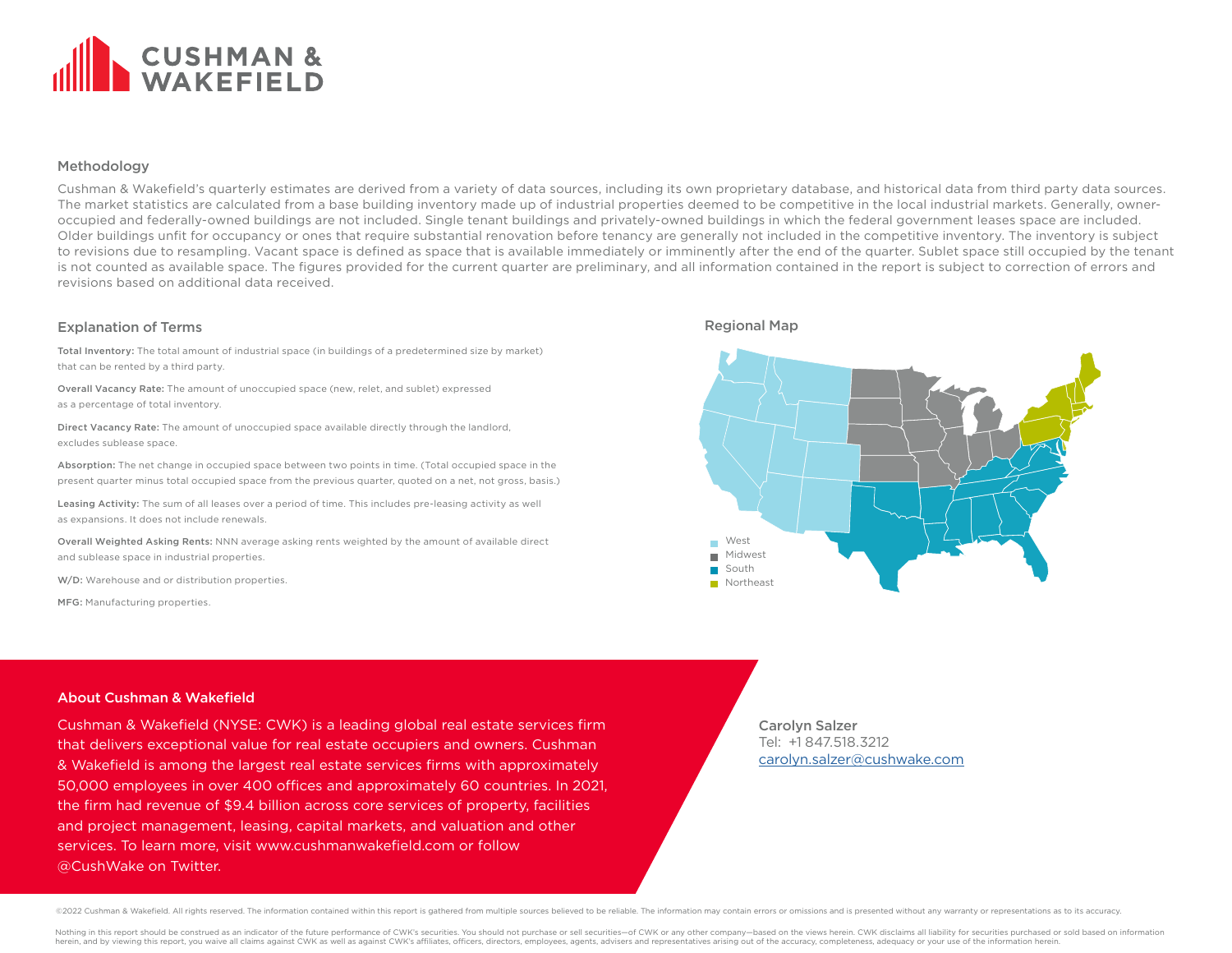## Methodology

Cushman & Wakefield's quarterly estimates are derived from a variety of data sources, including its own proprietary database, and historical data from third party data sources. The market statistics are calculated from a base building inventory made up of industrial properties deemed to be competitive in the local industrial markets. Generally, owner-occupied and federally-owned buildings are not included. Single tenant buildings and privately-owned buildings in which the federal government leases space are included. Older buildings unfit for occupancy or ones that require substantial renovation before tenancy are generally not included in the competitive inventory. The inventory is subject to revisions due to resampling. Vacant space is defined as space that is available immediately or imminently after the end of the quarter. Sublet space still occupied by the tenant is not counted as available space. The figures provided for the current quarter are preliminary, and all information contained in the report is subject to correction of errors and revisions based on additional data received.

## Explanation of Terms

**Total Inventory:** The total amount of industrial space (in buildings of a predetermined size by market) that can be rented by a third party.

**Overall Vacancy Rate:** The amount of unoccupied space (new, relet, and sublet) expressed as a percentage of total inventory.

**Direct Vacancy Rate:** The amount of unoccupied space available directly through the landlord, excludes sublease space.

**Absorption:** The net change in occupied space between two points in time. (Total occupied space in the present quarter minus total occupied space from the previous quarter, quoted on a net, not gross, basis.)

**Leasing Activity:** The sum of all leases over a period of time. This includes pre-leasing activity as well as expansions. It does not include renewals.

**Overall Weighted Asking Rents:** NNN average asking rents weighted by the amount of available direct and sublease space in industrial properties.

**W/D:** Warehouse and or distribution properties.

**MFG:** Manufacturing properties.

## Regional Map

West
Midwest
South
Northeast

## About Cushman & Wakefield

Cushman & Wakefield (NYSE: CWK) is a leading global real estate services firm that delivers exceptional value for real estate occupiers and owners. Cushman & Wakefield is among the largest real estate services firms with approximately 50,000 employees in over 400 offices and approximately 60 countries. In 2021, the firm had revenue of $9.4 billion across core services of property, facilities and project management, leasing, capital markets, and valuation and other services. To learn more, visit www.cushmanwakefield.com or follow @CushWake on Twitter.

**Carolyn Salzer**
Tel: +1 847.518.3212
carolyn.salzer@cushwake.com

©2022 Cushman & Wakefield. All rights reserved. The information contained within this report is gathered from multiple sources believed to be reliable. The information may contain errors or omissions and is presented without any warranty or representations as to its accuracy.

Nothing in this report should be construed as an indicator of the future performance of CWK's securities. You should not purchase or sell securities—of CWK or any other company—based on the views herein. CWK disclaims all liability for securities purchased or sold based on information herein, and by viewing this report, you waive all claims against CWK as well as against CWK's affiliates, officers, directors, employees, agents, advisers and representatives arising out of the accuracy, completeness, adequacy or your use of the information herein.